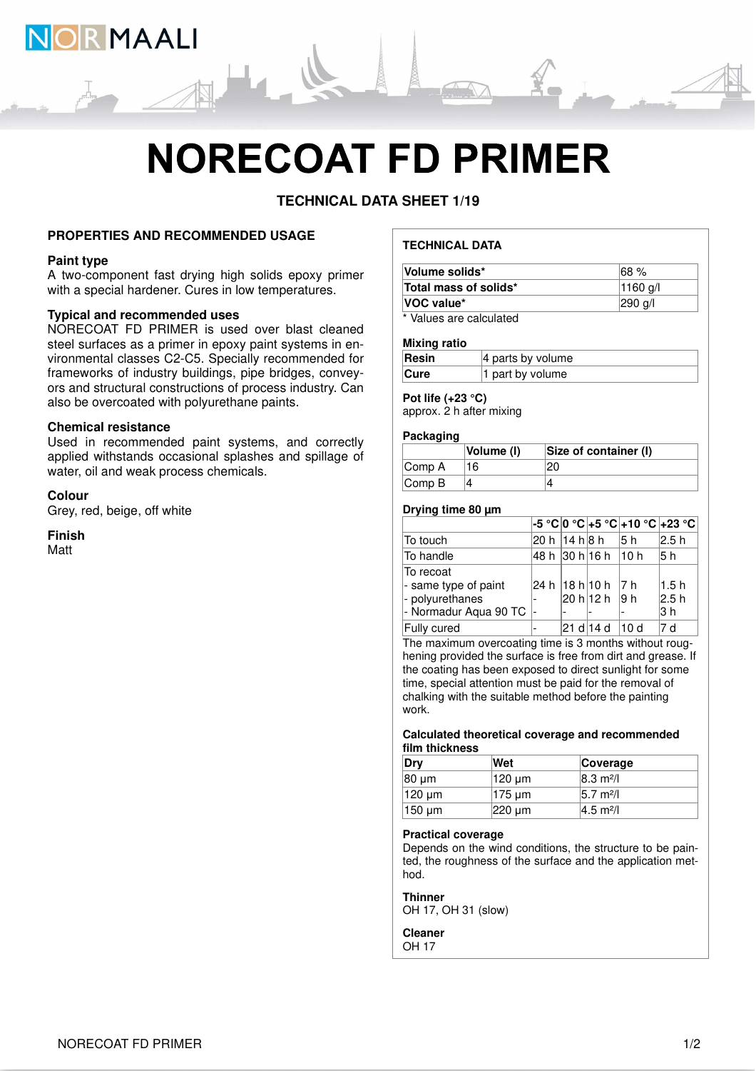# NORECOAT FD PRIMER

**TECHNICAL DATA SHEET 1/19**

## PROPERTIES AND RECOMMENDED USAGE

### Paint type

A two-component fast drying high solids epoxy primer with a special hardener. Cures in low temperatures.

### Typical and recommended uses

NORECOAT FD PRIMER is used over blast cleaned steel surfaces as a primer in epoxy paint systems in environmental classes C2-C5. Specially recommended for frameworks of industry buildings, pipe bridges, conveyors and structural constructions of process industry. Can also be overcoated with polyurethane paints.

### Chemical resistance

Used in recommended paint systems, and correctly applied withstands occasional splashes and spillage of water, oil and weak process chemicals.

### Colour

Grey, red, beige, off white

### Finish

Matt

## TECHNICAL DATA

| | |
|---|---|
| **Volume solids*** | 68 % |
| **Total mass of solids*** | 1160 g/l |
| **VOC value*** | 290 g/l |

\* Values are calculated

### Mixing ratio

| | |
|---|---|
| **Resin** | 4 parts by volume |
| **Cure** | 1 part by volume |

### Pot life (+23 °C)

approx. 2 h after mixing

### Packaging

| | Volume (l) | Size of container (l) |
|---|---|---|
| Comp A | 16 | 20 |
| Comp B | 4 | 4 |

### Drying time 80 µm

| | -5 °C | 0 °C | +5 °C | +10 °C | +23 °C |
|---|---|---|---|---|---|
| To touch | 20 h | 14 h | 8 h | 5 h | 2.5 h |
| To handle | 48 h | 30 h | 16 h | 10 h | 5 h |
| To recoat | | | | | |
| - same type of paint | 24 h | 18 h | 10 h | 7 h | 1.5 h |
| - polyurethanes | - | 20 h | 12 h | 9 h | 2.5 h |
| - Normadur Aqua 90 TC | - | - | - | - | 3 h |
| Fully cured | - | 21 d | 14 d | 10 d | 7 d |

The maximum overcoating time is 3 months without roughening provided the surface is free from dirt and grease. If the coating has been exposed to direct sunlight for some time, special attention must be paid for the removal of chalking with the suitable method before the painting work.

### Calculated theoretical coverage and recommended film thickness

| Dry | Wet | Coverage |
|---|---|---|
| 80 µm | 120 µm | 8.3 m²/l |
| 120 µm | 175 µm | 5.7 m²/l |
| 150 µm | 220 µm | 4.5 m²/l |

### Practical coverage

Depends on the wind conditions, the structure to be painted, the roughness of the surface and the application method.

### Thinner

OH 17, OH 31 (slow)

### Cleaner

OH 17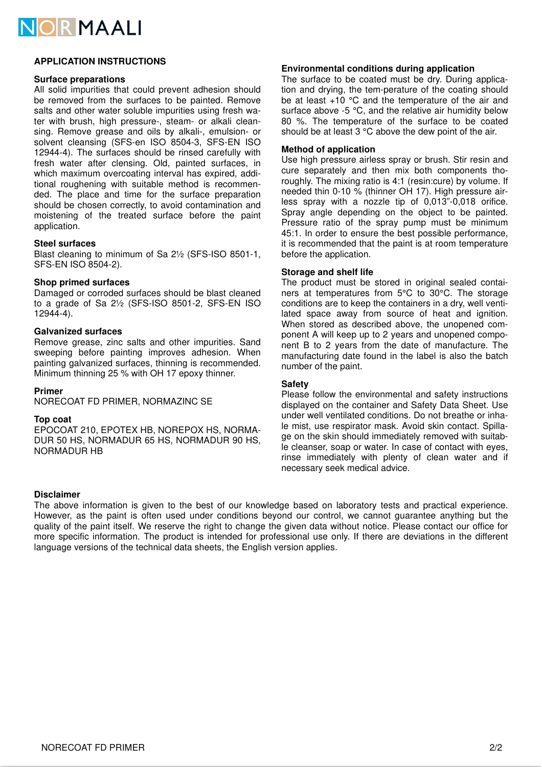## APPLICATION INSTRUCTIONS

### Surface preparations

All solid impurities that could prevent adhesion should be removed from the surfaces to be painted. Remove salts and other water soluble impurities using fresh water with brush, high pressure-, steam- or alkali cleansing. Remove grease and oils by alkali-, emulsion- or solvent cleansing (SFS-en ISO 8504-3, SFS-EN ISO 12944-4). The surfaces should be rinsed carefully with fresh water after clensing. Old, painted surfaces, in which maximum overcoating interval has expired, additional roughening with suitable method is recommended. The place and time for the surface preparation should be chosen correctly, to avoid contamination and moistening of the treated surface before the paint application.

### Steel surfaces

Blast cleaning to minimum of Sa 2½ (SFS-ISO 8501-1, SFS-EN ISO 8504-2).

### Shop primed surfaces

Damaged or corroded surfaces should be blast cleaned to a grade of Sa 2½ (SFS-ISO 8501-2, SFS-EN ISO 12944-4).

### Galvanized surfaces

Remove grease, zinc salts and other impurities. Sand sweeping before painting improves adhesion. When painting galvanized surfaces, thinning is recommended. Minimum thinning 25 % with OH 17 epoxy thinner.

### Primer

NORECOAT FD PRIMER, NORMAZINC SE

### Top coat

EPOCOAT 210, EPOTEX HB, NOREPOX HS, NORMADUR 50 HS, NORMADUR 65 HS, NORMADUR 90 HS, NORMADUR HB

### Environmental conditions during application

The surface to be coated must be dry. During application and drying, the tem-perature of the coating should be at least +10 °C and the temperature of the air and surface above -5 °C, and the relative air humidity below 80 %. The temperature of the surface to be coated should be at least 3 °C above the dew point of the air.

### Method of application

Use high pressure airless spray or brush. Stir resin and cure separately and then mix both components thoroughly. The mixing ratio is 4:1 (resin:cure) by volume. If needed thin 0-10 % (thinner OH 17). High pressure airless spray with a nozzle tip of 0,013"-0,018 orifice. Spray angle depending on the object to be painted. Pressure ratio of the spray pump must be minimum 45:1. In order to ensure the best possible performance, it is recommended that the paint is at room temperature before the application.

### Storage and shelf life

The product must be stored in original sealed containers at temperatures from 5°C to 30°C. The storage conditions are to keep the containers in a dry, well ventilated space away from source of heat and ignition. When stored as described above, the unopened component A will keep up to 2 years and unopened component B to 2 years from the date of manufacture. The manufacturing date found in the label is also the batch number of the paint.

### Safety

Please follow the environmental and safety instructions displayed on the container and Safety Data Sheet. Use under well ventilated conditions. Do not breathe or inhale mist, use respirator mask. Avoid skin contact. Spillage on the skin should immediately removed with suitable cleanser, soap or water. In case of contact with eyes, rinse immediately with plenty of clean water and if necessary seek medical advice.

### Disclaimer

The above information is given to the best of our knowledge based on laboratory tests and practical experience. However, as the paint is often used under conditions beyond our control, we cannot guarantee anything but the quality of the paint itself. We reserve the right to change the given data without notice. Please contact our office for more specific information. The product is intended for professional use only. If there are deviations in the different language versions of the technical data sheets, the English version applies.